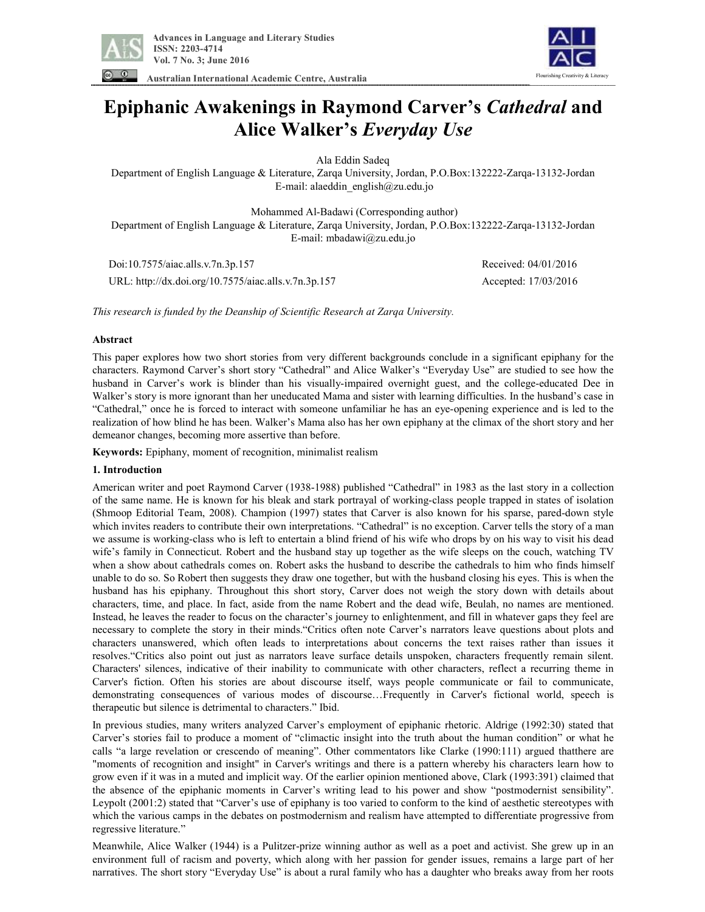# Epiphanic Awakenings in Raymond Carver's *Cathedral* and Alice Walker's *Everyday Use*

Ala Eddin Sadeq
Department of English Language & Literature, Zarqa University, Jordan, P.O.Box:132222-Zarqa-13132-Jordan
E-mail: alaeddin_english@zu.edu.jo

Mohammed Al-Badawi (Corresponding author)
Department of English Language & Literature, Zarqa University, Jordan, P.O.Box:132222-Zarqa-13132-Jordan
E-mail: mbadawi@zu.edu.jo

Doi:10.7575/aiac.alls.v.7n.3p.157 Received: 04/01/2016
URL: http://dx.doi.org/10.7575/aiac.alls.v.7n.3p.157 Accepted: 17/03/2016

*This research is funded by the Deanship of Scientific Research at Zarqa University.*

## Abstract

This paper explores how two short stories from very different backgrounds conclude in a significant epiphany for the characters. Raymond Carver's short story "Cathedral" and Alice Walker's "Everyday Use" are studied to see how the husband in Carver's work is blinder than his visually-impaired overnight guest, and the college-educated Dee in Walker's story is more ignorant than her uneducated Mama and sister with learning difficulties. In the husband's case in "Cathedral," once he is forced to interact with someone unfamiliar he has an eye-opening experience and is led to the realization of how blind he has been. Walker's Mama also has her own epiphany at the climax of the short story and her demeanor changes, becoming more assertive than before.

**Keywords:** Epiphany, moment of recognition, minimalist realism

## 1. Introduction

American writer and poet Raymond Carver (1938-1988) published "Cathedral" in 1983 as the last story in a collection of the same name. He is known for his bleak and stark portrayal of working-class people trapped in states of isolation (Shmoop Editorial Team, 2008). Champion (1997) states that Carver is also known for his sparse, pared-down style which invites readers to contribute their own interpretations. "Cathedral" is no exception. Carver tells the story of a man we assume is working-class who is left to entertain a blind friend of his wife who drops by on his way to visit his dead wife's family in Connecticut. Robert and the husband stay up together as the wife sleeps on the couch, watching TV when a show about cathedrals comes on. Robert asks the husband to describe the cathedrals to him who finds himself unable to do so. So Robert then suggests they draw one together, but with the husband closing his eyes. This is when the husband has his epiphany. Throughout this short story, Carver does not weigh the story down with details about characters, time, and place. In fact, aside from the name Robert and the dead wife, Beulah, no names are mentioned. Instead, he leaves the reader to focus on the character's journey to enlightenment, and fill in whatever gaps they feel are necessary to complete the story in their minds."Critics often note Carver's narrators leave questions about plots and characters unanswered, which often leads to interpretations about concerns the text raises rather than issues it resolves."Critics also point out just as narrators leave surface details unspoken, characters frequently remain silent. Characters' silences, indicative of their inability to communicate with other characters, reflect a recurring theme in Carver's fiction. Often his stories are about discourse itself, ways people communicate or fail to communicate, demonstrating consequences of various modes of discourse…Frequently in Carver's fictional world, speech is therapeutic but silence is detrimental to characters." Ibid.

In previous studies, many writers analyzed Carver's employment of epiphanic rhetoric. Aldrige (1992:30) stated that Carver's stories fail to produce a moment of "climactic insight into the truth about the human condition" or what he calls "a large revelation or crescendo of meaning". Other commentators like Clarke (1990:111) argued thatthere are "moments of recognition and insight" in Carver's writings and there is a pattern whereby his characters learn how to grow even if it was in a muted and implicit way. Of the earlier opinion mentioned above, Clark (1993:391) claimed that the absence of the epiphanic moments in Carver's writing lead to his power and show "postmodernist sensibility". Leypolt (2001:2) stated that "Carver's use of epiphany is too varied to conform to the kind of aesthetic stereotypes with which the various camps in the debates on postmodernism and realism have attempted to differentiate progressive from regressive literature."

Meanwhile, Alice Walker (1944) is a Pulitzer-prize winning author as well as a poet and activist. She grew up in an environment full of racism and poverty, which along with her passion for gender issues, remains a large part of her narratives. The short story "Everyday Use" is about a rural family who has a daughter who breaks away from her roots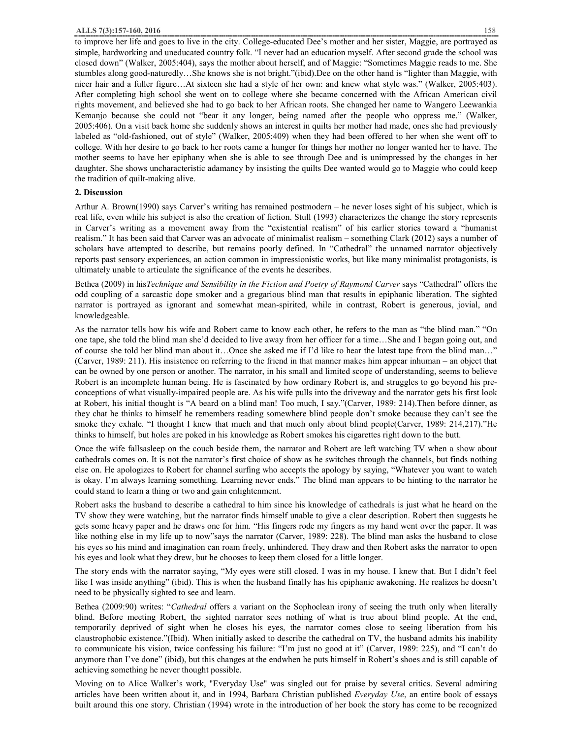to improve her life and goes to live in the city. College-educated Dee's mother and her sister, Maggie, are portrayed as simple, hardworking and uneducated country folk. "I never had an education myself. After second grade the school was closed down" (Walker, 2005:404), says the mother about herself, and of Maggie: "Sometimes Maggie reads to me. She stumbles along good-naturedly…She knows she is not bright."(ibid).Dee on the other hand is "lighter than Maggie, with nicer hair and a fuller figure…At sixteen she had a style of her own: and knew what style was." (Walker, 2005:403). After completing high school she went on to college where she became concerned with the African American civil rights movement, and believed she had to go back to her African roots. She changed her name to Wangero Leewankia Kemanjo because she could not "bear it any longer, being named after the people who oppress me." (Walker, 2005:406). On a visit back home she suddenly shows an interest in quilts her mother had made, ones she had previously labeled as "old-fashioned, out of style" (Walker, 2005:409) when they had been offered to her when she went off to college. With her desire to go back to her roots came a hunger for things her mother no longer wanted her to have. The mother seems to have her epiphany when she is able to see through Dee and is unimpressed by the changes in her daughter. She shows uncharacteristic adamancy by insisting the quilts Dee wanted would go to Maggie who could keep the tradition of quilt-making alive.

## 2. Discussion

Arthur A. Brown(1990) says Carver's writing has remained postmodern – he never loses sight of his subject, which is real life, even while his subject is also the creation of fiction. Stull (1993) characterizes the change the story represents in Carver's writing as a movement away from the "existential realism" of his earlier stories toward a "humanist realism." It has been said that Carver was an advocate of minimalist realism – something Clark (2012) says a number of scholars have attempted to describe, but remains poorly defined. In "Cathedral" the unnamed narrator objectively reports past sensory experiences, an action common in impressionistic works, but like many minimalist protagonists, is ultimately unable to articulate the significance of the events he describes.

Bethea (2009) in his*Technique and Sensibility in the Fiction and Poetry of Raymond Carver* says "Cathedral" offers the odd coupling of a sarcastic dope smoker and a gregarious blind man that results in epiphanic liberation. The sighted narrator is portrayed as ignorant and somewhat mean-spirited, while in contrast, Robert is generous, jovial, and knowledgeable.

As the narrator tells how his wife and Robert came to know each other, he refers to the man as "the blind man." "On one tape, she told the blind man she'd decided to live away from her officer for a time…She and I began going out, and of course she told her blind man about it…Once she asked me if I'd like to hear the latest tape from the blind man…" (Carver, 1989: 211). His insistence on referring to the friend in that manner makes him appear inhuman – an object that can be owned by one person or another. The narrator, in his small and limited scope of understanding, seems to believe Robert is an incomplete human being. He is fascinated by how ordinary Robert is, and struggles to go beyond his pre-conceptions of what visually-impaired people are. As his wife pulls into the driveway and the narrator gets his first look at Robert, his initial thought is "A beard on a blind man! Too much, I say."(Carver, 1989: 214).Then before dinner, as they chat he thinks to himself he remembers reading somewhere blind people don't smoke because they can't see the smoke they exhale. "I thought I knew that much and that much only about blind people(Carver, 1989: 214,217)."He thinks to himself, but holes are poked in his knowledge as Robert smokes his cigarettes right down to the butt.

Once the wife fallsasleep on the couch beside them, the narrator and Robert are left watching TV when a show about cathedrals comes on. It is not the narrator's first choice of show as he switches through the channels, but finds nothing else on. He apologizes to Robert for channel surfing who accepts the apology by saying, "Whatever you want to watch is okay. I'm always learning something. Learning never ends." The blind man appears to be hinting to the narrator he could stand to learn a thing or two and gain enlightenment.

Robert asks the husband to describe a cathedral to him since his knowledge of cathedrals is just what he heard on the TV show they were watching, but the narrator finds himself unable to give a clear description. Robert then suggests he gets some heavy paper and he draws one for him. "His fingers rode my fingers as my hand went over the paper. It was like nothing else in my life up to now"says the narrator (Carver, 1989: 228). The blind man asks the husband to close his eyes so his mind and imagination can roam freely, unhindered. They draw and then Robert asks the narrator to open his eyes and look what they drew, but he chooses to keep them closed for a little longer.

The story ends with the narrator saying, "My eyes were still closed. I was in my house. I knew that. But I didn't feel like I was inside anything" (ibid). This is when the husband finally has his epiphanic awakening. He realizes he doesn't need to be physically sighted to see and learn.

Bethea (2009:90) writes: "*Cathedral* offers a variant on the Sophoclean irony of seeing the truth only when literally blind. Before meeting Robert, the sighted narrator sees nothing of what is true about blind people. At the end, temporarily deprived of sight when he closes his eyes, the narrator comes close to seeing liberation from his claustrophobic existence."(Ibid). When initially asked to describe the cathedral on TV, the husband admits his inability to communicate his vision, twice confessing his failure: "I'm just no good at it" (Carver, 1989: 225), and "I can't do anymore than I've done" (ibid), but this changes at the endwhen he puts himself in Robert's shoes and is still capable of achieving something he never thought possible.

Moving on to Alice Walker's work, "Everyday Use" was singled out for praise by several critics. Several admiring articles have been written about it, and in 1994, Barbara Christian published *Everyday Use*, an entire book of essays built around this one story. Christian (1994) wrote in the introduction of her book the story has come to be recognized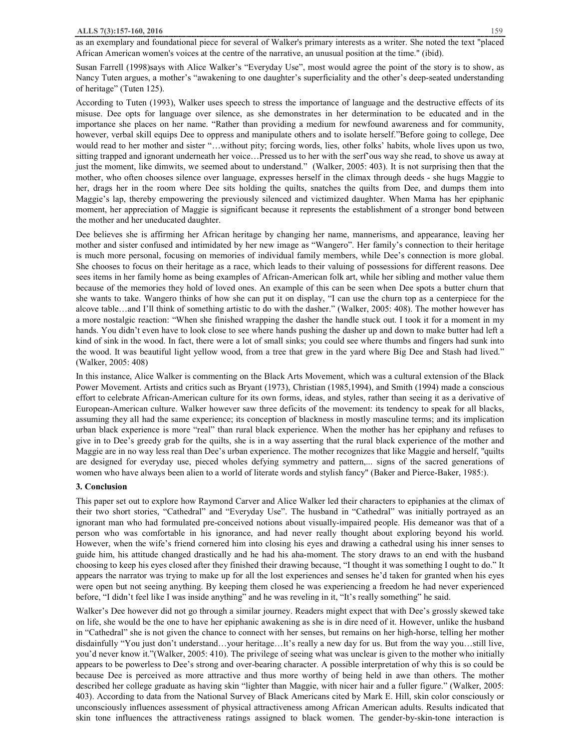as an exemplary and foundational piece for several of Walker's primary interests as a writer. She noted the text "placed African American women's voices at the centre of the narrative, an unusual position at the time." (ibid).

Susan Farrell (1998)says with Alice Walker's "Everyday Use", most would agree the point of the story is to show, as Nancy Tuten argues, a mother's "awakening to one daughter's superficiality and the other's deep-seated understanding of heritage" (Tuten 125).

According to Tuten (1993), Walker uses speech to stress the importance of language and the destructive effects of its misuse. Dee opts for language over silence, as she demonstrates in her determination to be educated and in the importance she places on her name. "Rather than providing a medium for newfound awareness and for community, however, verbal skill equips Dee to oppress and manipulate others and to isolate herself."Before going to college, Dee would read to her mother and sister "…without pity; forcing words, lies, other folks' habits, whole lives upon us two, sitting trapped and ignorant underneath her voice…Pressed us to her with the serf'ous way she read, to shove us away at just the moment, like dimwits, we seemed about to understand." (Walker, 2005: 403). It is not surprising then that the mother, who often chooses silence over language, expresses herself in the climax through deeds - she hugs Maggie to her, drags her in the room where Dee sits holding the quilts, snatches the quilts from Dee, and dumps them into Maggie's lap, thereby empowering the previously silenced and victimized daughter. When Mama has her epiphanic moment, her appreciation of Maggie is significant because it represents the establishment of a stronger bond between the mother and her uneducated daughter.

Dee believes she is affirming her African heritage by changing her name, mannerisms, and appearance, leaving her mother and sister confused and intimidated by her new image as "Wangero". Her family's connection to their heritage is much more personal, focusing on memories of individual family members, while Dee's connection is more global. She chooses to focus on their heritage as a race, which leads to their valuing of possessions for different reasons. Dee sees items in her family home as being examples of African-American folk art, while her sibling and mother value them because of the memories they hold of loved ones. An example of this can be seen when Dee spots a butter churn that she wants to take. Wangero thinks of how she can put it on display, "I can use the churn top as a centerpiece for the alcove table…and I'll think of something artistic to do with the dasher." (Walker, 2005: 408). The mother however has a more nostalgic reaction: "When she finished wrapping the dasher the handle stuck out. I took it for a moment in my hands. You didn't even have to look close to see where hands pushing the dasher up and down to make butter had left a kind of sink in the wood. In fact, there were a lot of small sinks; you could see where thumbs and fingers had sunk into the wood. It was beautiful light yellow wood, from a tree that grew in the yard where Big Dee and Stash had lived." (Walker, 2005: 408)

In this instance, Alice Walker is commenting on the Black Arts Movement, which was a cultural extension of the Black Power Movement. Artists and critics such as Bryant (1973), Christian (1985,1994), and Smith (1994) made a conscious effort to celebrate African-American culture for its own forms, ideas, and styles, rather than seeing it as a derivative of European-American culture. Walker however saw three deficits of the movement: its tendency to speak for all blacks, assuming they all had the same experience; its conception of blackness in mostly masculine terms; and its implication urban black experience is more "real" than rural black experience. When the mother has her epiphany and refuses to give in to Dee's greedy grab for the quilts, she is in a way asserting that the rural black experience of the mother and Maggie are in no way less real than Dee's urban experience. The mother recognizes that like Maggie and herself, "quilts are designed for everyday use, pieced wholes defying symmetry and pattern,... signs of the sacred generations of women who have always been alien to a world of literate words and stylish fancy" (Baker and Pierce-Baker, 1985:).

### 3. Conclusion

This paper set out to explore how Raymond Carver and Alice Walker led their characters to epiphanies at the climax of their two short stories, "Cathedral" and "Everyday Use". The husband in "Cathedral" was initially portrayed as an ignorant man who had formulated pre-conceived notions about visually-impaired people. His demeanor was that of a person who was comfortable in his ignorance, and had never really thought about exploring beyond his world. However, when the wife's friend cornered him into closing his eyes and drawing a cathedral using his inner senses to guide him, his attitude changed drastically and he had his aha-moment. The story draws to an end with the husband choosing to keep his eyes closed after they finished their drawing because, "I thought it was something I ought to do." It appears the narrator was trying to make up for all the lost experiences and senses he'd taken for granted when his eyes were open but not seeing anything. By keeping them closed he was experiencing a freedom he had never experienced before, "I didn't feel like I was inside anything" and he was reveling in it, "It's really something" he said.

Walker's Dee however did not go through a similar journey. Readers might expect that with Dee's grossly skewed take on life, she would be the one to have her epiphanic awakening as she is in dire need of it. However, unlike the husband in "Cathedral" she is not given the chance to connect with her senses, but remains on her high-horse, telling her mother disdainfully "You just don't understand…your heritage…It's really a new day for us. But from the way you…still live, you'd never know it."(Walker, 2005: 410). The privilege of seeing what was unclear is given to the mother who initially appears to be powerless to Dee's strong and over-bearing character. A possible interpretation of why this is so could be because Dee is perceived as more attractive and thus more worthy of being held in awe than others. The mother described her college graduate as having skin "lighter than Maggie, with nicer hair and a fuller figure." (Walker, 2005: 403). According to data from the National Survey of Black Americans cited by Mark E. Hill, skin color consciously or unconsciously influences assessment of physical attractiveness among African American adults. Results indicated that skin tone influences the attractiveness ratings assigned to black women. The gender-by-skin-tone interaction is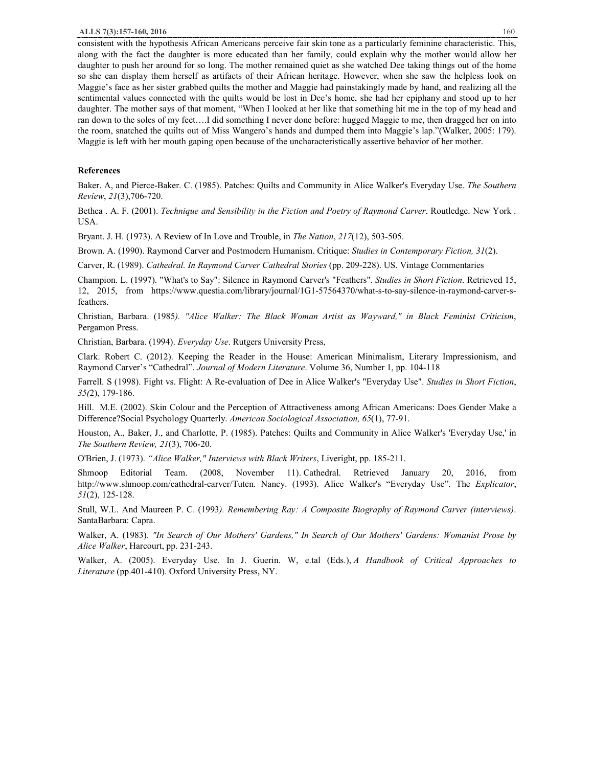consistent with the hypothesis African Americans perceive fair skin tone as a particularly feminine characteristic. This, along with the fact the daughter is more educated than her family, could explain why the mother would allow her daughter to push her around for so long. The mother remained quiet as she watched Dee taking things out of the home so she can display them herself as artifacts of their African heritage. However, when she saw the helpless look on Maggie's face as her sister grabbed quilts the mother and Maggie had painstakingly made by hand, and realizing all the sentimental values connected with the quilts would be lost in Dee's home, she had her epiphany and stood up to her daughter. The mother says of that moment, "When I looked at her like that something hit me in the top of my head and ran down to the soles of my feet….I did something I never done before: hugged Maggie to me, then dragged her on into the room, snatched the quilts out of Miss Wangero's hands and dumped them into Maggie's lap."(Walker, 2005: 179). Maggie is left with her mouth gaping open because of the uncharacteristically assertive behavior of her mother.

## References

Baker. A, and Pierce-Baker. C. (1985). Patches: Quilts and Community in Alice Walker's Everyday Use. *The Southern Review*, *21*(3),706-720.

Bethea . A. F. (2001). *Technique and Sensibility in the Fiction and Poetry of Raymond Carver*. Routledge. New York . USA.

Bryant. J. H. (1973). A Review of In Love and Trouble, in *The Nation*, *217*(12), 503-505.

Brown. A. (1990). Raymond Carver and Postmodern Humanism. Critique: *Studies in Contemporary Fiction, 31*(2).

Carver, R. (1989). *Cathedral. In Raymond Carver Cathedral Stories* (pp. 209-228). US. Vintage Commentaries

Champion. L. (1997). "What's to Say": Silence in Raymond Carver's "Feathers". *Studies in Short Fiction*. Retrieved 15, 12, 2015, from https://www.questia.com/library/journal/1G1-57564370/what-s-to-say-silence-in-raymond-carver-s-feathers.

Christian, Barbara. (1985*). "Alice Walker: The Black Woman Artist as Wayward," in Black Feminist Criticism*, Pergamon Press.

Christian, Barbara. (1994). *Everyday Use*. Rutgers University Press,

Clark. Robert C. (2012). Keeping the Reader in the House: American Minimalism, Literary Impressionism, and Raymond Carver's "Cathedral". *Journal of Modern Literature*. Volume 36, Number 1, pp. 104-118

Farrell. S (1998). Fight vs. Flight: A Re-evaluation of Dee in Alice Walker's "Everyday Use". *Studies in Short Fiction*, *35(*2), 179-186.

Hill. M.E. (2002). Skin Colour and the Perception of Attractiveness among African Americans: Does Gender Make a Difference?Social Psychology Quarterly. *American Sociological Association, 65*(1), 77-91.

Houston, A., Baker, J., and Charlotte, P. (1985). Patches: Quilts and Community in Alice Walker's 'Everyday Use,' in *The Southern Review, 21*(3), 706-20.

O'Brien, J. (1973). *"Alice Walker," Interviews with Black Writers*, Liveright, pp. 185-211.

Shmoop Editorial Team. (2008, November 11). Cathedral. Retrieved January 20, 2016, from http://www.shmoop.com/cathedral-carver/Tuten. Nancy. (1993). Alice Walker's "Everyday Use". The *Explicator*, *51*(2), 125-128.

Stull, W.L. And Maureen P. C. (1993*). Remembering Ray: A Composite Biography of Raymond Carver (interviews)*. SantaBarbara: Capra.

Walker, A. (1983). *"In Search of Our Mothers' Gardens," In Search of Our Mothers' Gardens: Womanist Prose by Alice Walker*, Harcourt, pp. 231-243.

Walker, A. (2005). Everyday Use. In J. Guerin. W, e.tal (Eds.), *A Handbook of Critical Approaches to Literature* (pp.401-410). Oxford University Press, NY.